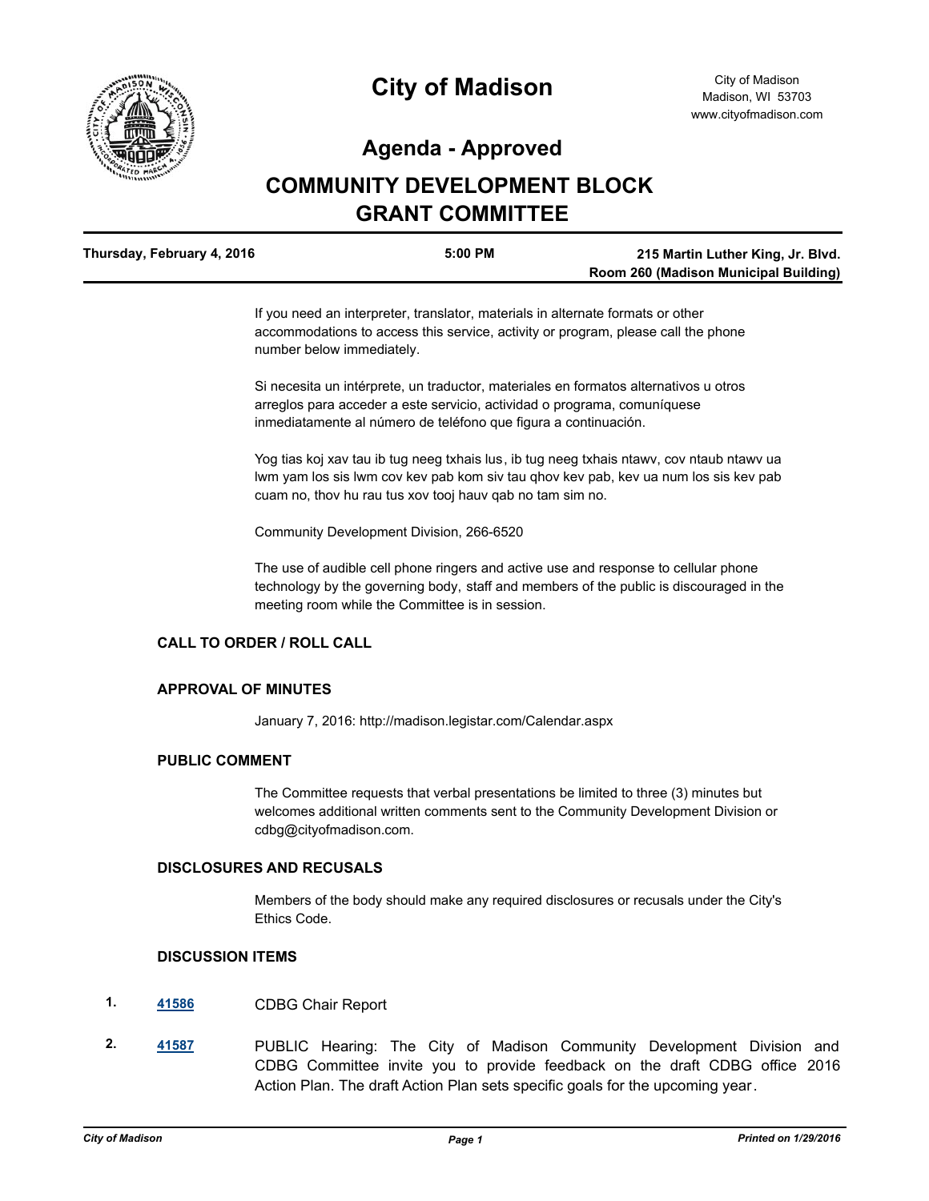# City of Madison

City of Madison
Madison, WI 53703
www.cityofmadison.com

## Agenda - Approved

## COMMUNITY DEVELOPMENT BLOCK GRANT COMMITTEE

**Thursday, February 4, 2016** | **5:00 PM** | **215 Martin Luther King, Jr. Blvd. Room 260 (Madison Municipal Building)**

If you need an interpreter, translator, materials in alternate formats or other accommodations to access this service, activity or program, please call the phone number below immediately.

Si necesita un intérprete, un traductor, materiales en formatos alternativos u otros arreglos para acceder a este servicio, actividad o programa, comuníquese inmediatamente al número de teléfono que figura a continuación.

Yog tias koj xav tau ib tug neeg txhais lus, ib tug neeg txhais ntawv, cov ntaub ntawv ua lwm yam los sis lwm cov kev pab kom siv tau qhov kev pab, kev ua num los sis kev pab cuam no, thov hu rau tus xov tooj hauv qab no tam sim no.

Community Development Division, 266-6520

The use of audible cell phone ringers and active use and response to cellular phone technology by the governing body, staff and members of the public is discouraged in the meeting room while the Committee is in session.

### CALL TO ORDER / ROLL CALL

### APPROVAL OF MINUTES

January 7, 2016: http://madison.legistar.com/Calendar.aspx

### PUBLIC COMMENT

The Committee requests that verbal presentations be limited to three (3) minutes but welcomes additional written comments sent to the Community Development Division or cdbg@cityofmadison.com.

### DISCLOSURES AND RECUSALS

Members of the body should make any required disclosures or recusals under the City's Ethics Code.

### DISCUSSION ITEMS

1. **41586** CDBG Chair Report

2. **41587** PUBLIC Hearing: The City of Madison Community Development Division and CDBG Committee invite you to provide feedback on the draft CDBG office 2016 Action Plan. The draft Action Plan sets specific goals for the upcoming year.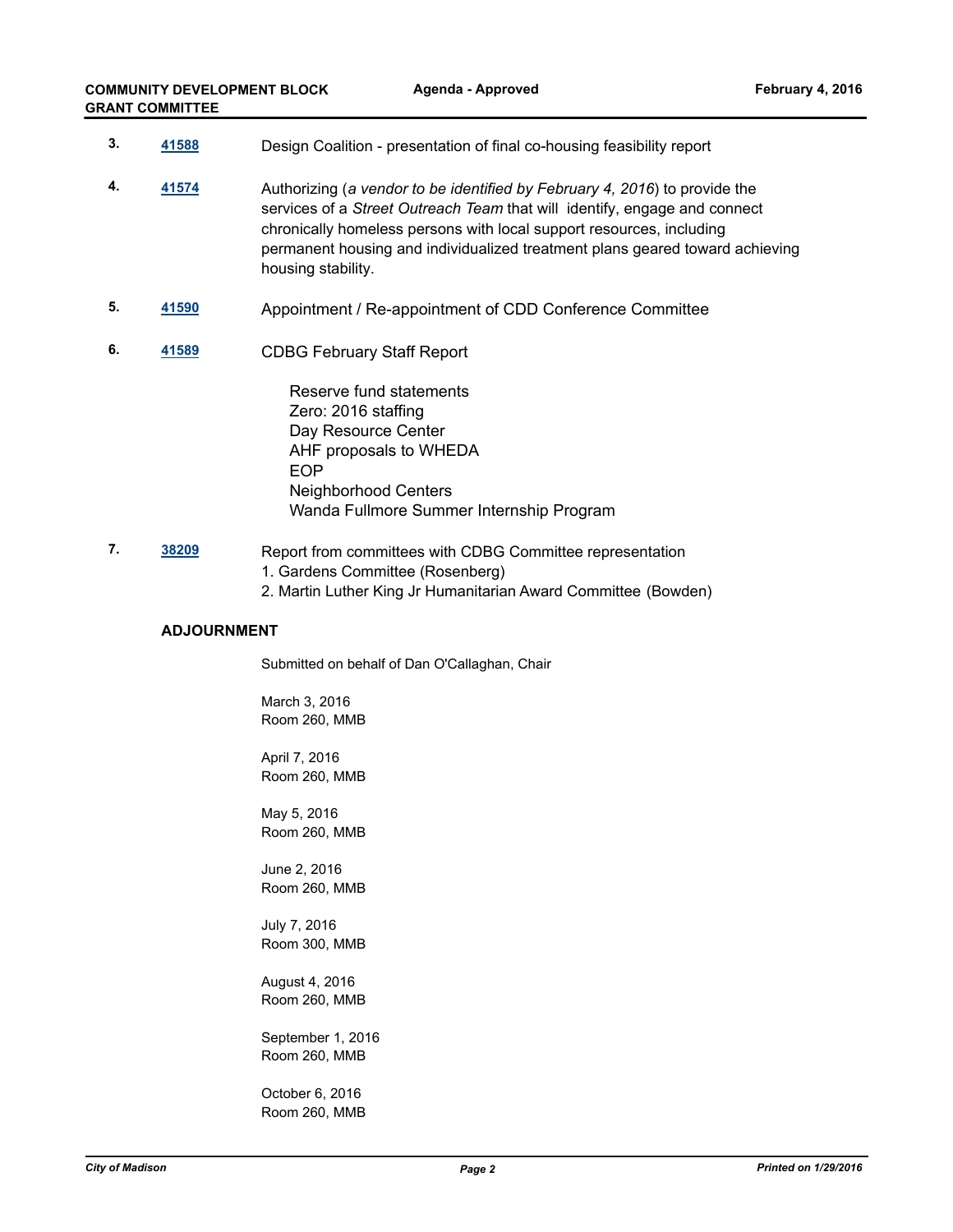3. **41588** Design Coalition - presentation of final co-housing feasibility report

4. **41574** Authorizing (*a vendor to be identified by February 4, 2016*) to provide the services of a *Street Outreach Team* that will identify, engage and connect chronically homeless persons with local support resources, including permanent housing and individualized treatment plans geared toward achieving housing stability.

5. **41590** Appointment / Re-appointment of CDD Conference Committee

6. **41589** CDBG February Staff Report

   Reserve fund statements
   Zero: 2016 staffing
   Day Resource Center
   AHF proposals to WHEDA
   EOP
   Neighborhood Centers
   Wanda Fullmore Summer Internship Program

7. **38209** Report from committees with CDBG Committee representation
   1. Gardens Committee (Rosenberg)
   2. Martin Luther King Jr Humanitarian Award Committee (Bowden)

## ADJOURNMENT

Submitted on behalf of Dan O'Callaghan, Chair

March 3, 2016
Room 260, MMB

April 7, 2016
Room 260, MMB

May 5, 2016
Room 260, MMB

June 2, 2016
Room 260, MMB

July 7, 2016
Room 300, MMB

August 4, 2016
Room 260, MMB

September 1, 2016
Room 260, MMB

October 6, 2016
Room 260, MMB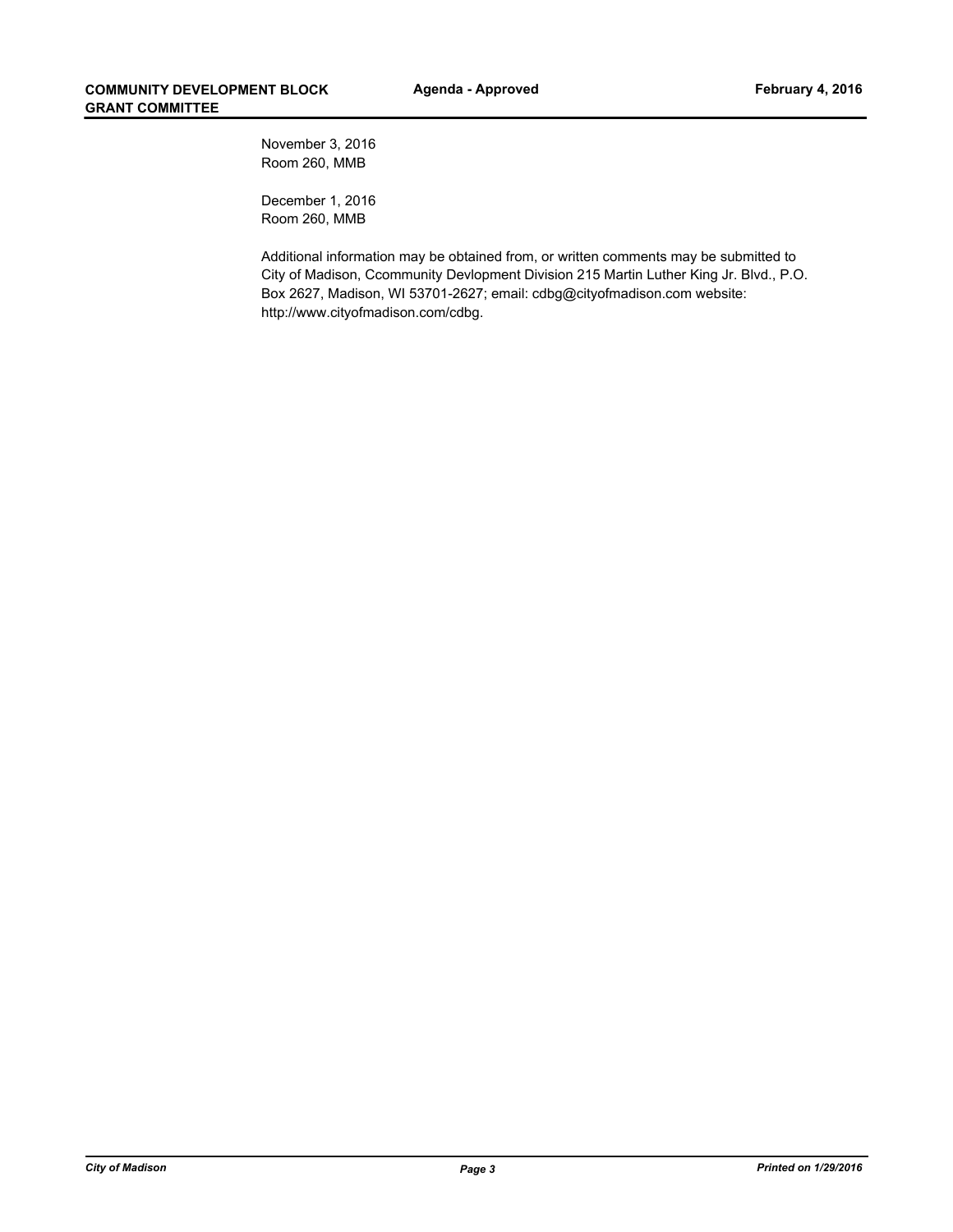November 3, 2016
Room 260, MMB

December 1, 2016
Room 260, MMB

Additional information may be obtained from, or written comments may be submitted to City of Madison, Ccommunity Devlopment Division 215 Martin Luther King Jr. Blvd., P.O. Box 2627, Madison, WI 53701-2627; email: cdbg@cityofmadison.com website: http://www.cityofmadison.com/cdbg.